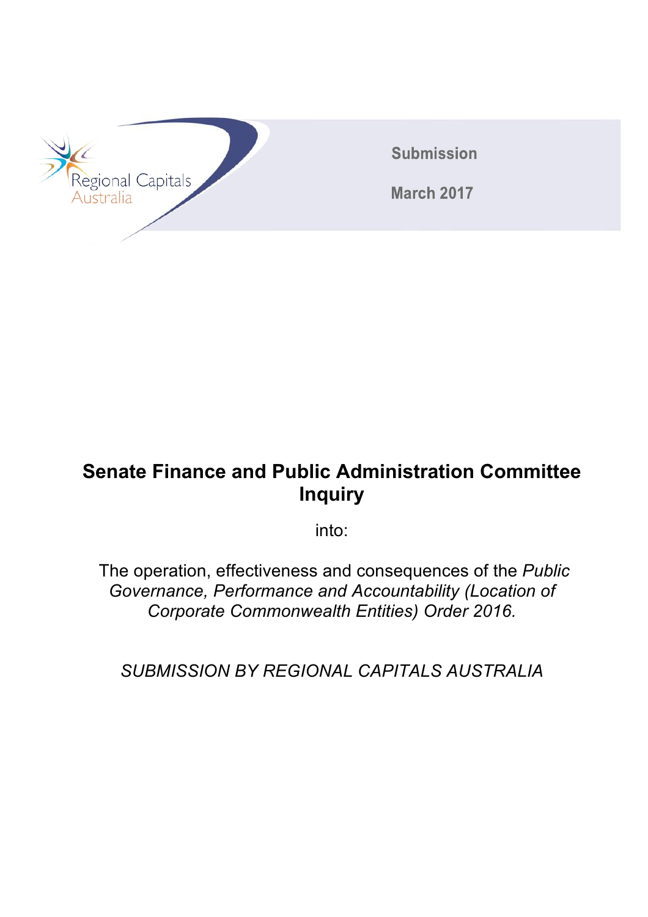Regional Capitals Australia

**Submission**

**March 2017**

# Senate Finance and Public Administration Committee Inquiry

into:

The operation, effectiveness and consequences of the *Public Governance, Performance and Accountability (Location of Corporate Commonwealth Entities) Order 2016.*

*SUBMISSION BY REGIONAL CAPITALS AUSTRALIA*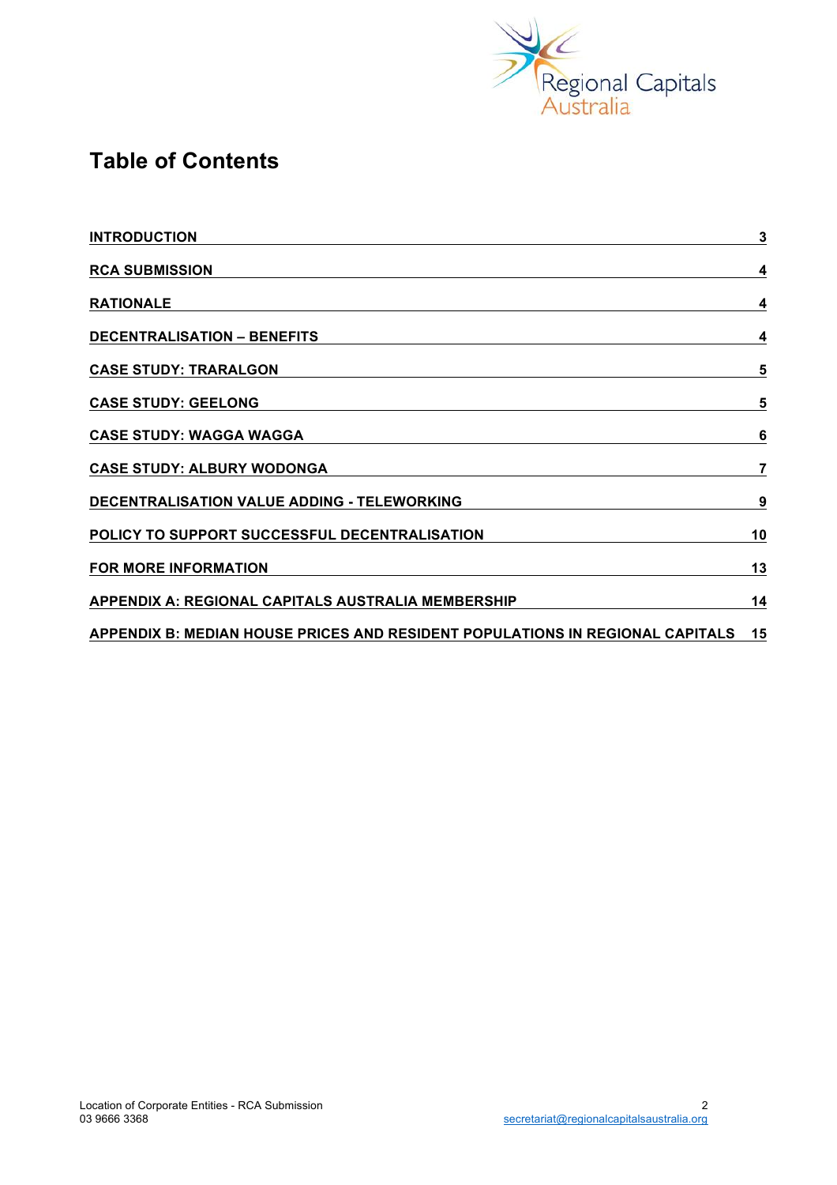# Table of Contents

| | |
|---|---|
| INTRODUCTION | 3 |
| RCA SUBMISSION | 4 |
| RATIONALE | 4 |
| DECENTRALISATION – BENEFITS | 4 |
| CASE STUDY: TRARALGON | 5 |
| CASE STUDY: GEELONG | 5 |
| CASE STUDY: WAGGA WAGGA | 6 |
| CASE STUDY: ALBURY WODONGA | 7 |
| DECENTRALISATION VALUE ADDING - TELEWORKING | 9 |
| POLICY TO SUPPORT SUCCESSFUL DECENTRALISATION | 10 |
| FOR MORE INFORMATION | 13 |
| APPENDIX A: REGIONAL CAPITALS AUSTRALIA MEMBERSHIP | 14 |
| APPENDIX B: MEDIAN HOUSE PRICES AND RESIDENT POPULATIONS IN REGIONAL CAPITALS | 15 |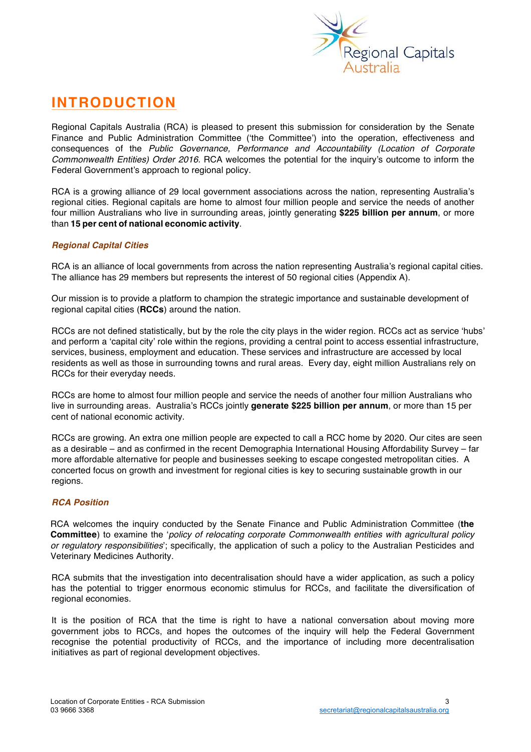# INTRODUCTION

Regional Capitals Australia (RCA) is pleased to present this submission for consideration by the Senate Finance and Public Administration Committee ('the Committee') into the operation, effectiveness and consequences of the *Public Governance, Performance and Accountability (Location of Corporate Commonwealth Entities) Order 2016.* RCA welcomes the potential for the inquiry's outcome to inform the Federal Government's approach to regional policy.

RCA is a growing alliance of 29 local government associations across the nation, representing Australia's regional cities. Regional capitals are home to almost four million people and service the needs of another four million Australians who live in surrounding areas, jointly generating **$225 billion per annum**, or more than **15 per cent of national economic activity**.

### *Regional Capital Cities*

RCA is an alliance of local governments from across the nation representing Australia's regional capital cities. The alliance has 29 members but represents the interest of 50 regional cities (Appendix A).

Our mission is to provide a platform to champion the strategic importance and sustainable development of regional capital cities (**RCCs**) around the nation.

RCCs are not defined statistically, but by the role the city plays in the wider region. RCCs act as service 'hubs' and perform a 'capital city' role within the regions, providing a central point to access essential infrastructure, services, business, employment and education. These services and infrastructure are accessed by local residents as well as those in surrounding towns and rural areas. Every day, eight million Australians rely on RCCs for their everyday needs.

RCCs are home to almost four million people and service the needs of another four million Australians who live in surrounding areas. Australia's RCCs jointly **generate $225 billion per annum**, or more than 15 per cent of national economic activity.

RCCs are growing. An extra one million people are expected to call a RCC home by 2020. Our cites are seen as a desirable – and as confirmed in the recent Demographia International Housing Affordability Survey – far more affordable alternative for people and businesses seeking to escape congested metropolitan cities. A concerted focus on growth and investment for regional cities is key to securing sustainable growth in our regions.

### *RCA Position*

RCA welcomes the inquiry conducted by the Senate Finance and Public Administration Committee (**the Committee**) to examine the '*policy of relocating corporate Commonwealth entities with agricultural policy or regulatory responsibilities*'; specifically, the application of such a policy to the Australian Pesticides and Veterinary Medicines Authority.

RCA submits that the investigation into decentralisation should have a wider application, as such a policy has the potential to trigger enormous economic stimulus for RCCs, and facilitate the diversification of regional economies.

It is the position of RCA that the time is right to have a national conversation about moving more government jobs to RCCs, and hopes the outcomes of the inquiry will help the Federal Government recognise the potential productivity of RCCs, and the importance of including more decentralisation initiatives as part of regional development objectives.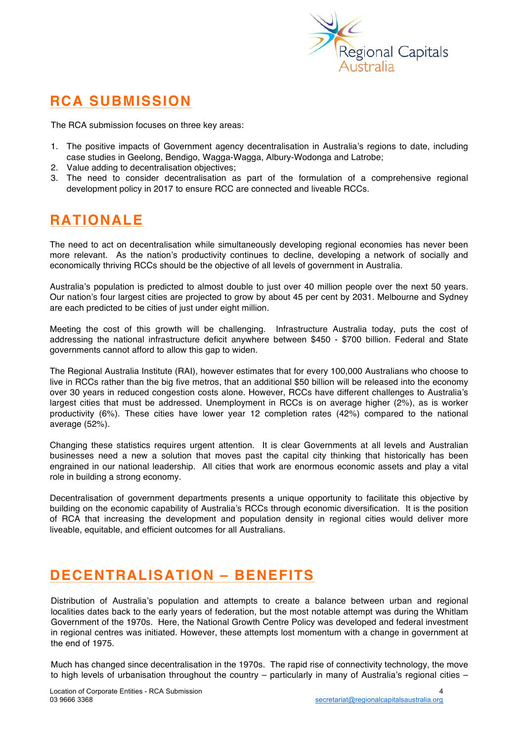## RCA SUBMISSION

The RCA submission focuses on three key areas:

1. The positive impacts of Government agency decentralisation in Australia's regions to date, including case studies in Geelong, Bendigo, Wagga-Wagga, Albury-Wodonga and Latrobe;
2. Value adding to decentralisation objectives;
3. The need to consider decentralisation as part of the formulation of a comprehensive regional development policy in 2017 to ensure RCC are connected and liveable RCCs.

## RATIONALE

The need to act on decentralisation while simultaneously developing regional economies has never been more relevant. As the nation's productivity continues to decline, developing a network of socially and economically thriving RCCs should be the objective of all levels of government in Australia.

Australia's population is predicted to almost double to just over 40 million people over the next 50 years. Our nation's four largest cities are projected to grow by about 45 per cent by 2031. Melbourne and Sydney are each predicted to be cities of just under eight million.

Meeting the cost of this growth will be challenging. Infrastructure Australia today, puts the cost of addressing the national infrastructure deficit anywhere between $450 - $700 billion. Federal and State governments cannot afford to allow this gap to widen.

The Regional Australia Institute (RAI), however estimates that for every 100,000 Australians who choose to live in RCCs rather than the big five metros, that an additional $50 billion will be released into the economy over 30 years in reduced congestion costs alone. However, RCCs have different challenges to Australia's largest cities that must be addressed. Unemployment in RCCs is on average higher (2%), as is worker productivity (6%). These cities have lower year 12 completion rates (42%) compared to the national average (52%).

Changing these statistics requires urgent attention. It is clear Governments at all levels and Australian businesses need a new a solution that moves past the capital city thinking that historically has been engrained in our national leadership. All cities that work are enormous economic assets and play a vital role in building a strong economy.

Decentralisation of government departments presents a unique opportunity to facilitate this objective by building on the economic capability of Australia's RCCs through economic diversification. It is the position of RCA that increasing the development and population density in regional cities would deliver more liveable, equitable, and efficient outcomes for all Australians.

## DECENTRALISATION – BENEFITS

Distribution of Australia's population and attempts to create a balance between urban and regional localities dates back to the early years of federation, but the most notable attempt was during the Whitlam Government of the 1970s. Here, the National Growth Centre Policy was developed and federal investment in regional centres was initiated. However, these attempts lost momentum with a change in government at the end of 1975.

Much has changed since decentralisation in the 1970s. The rapid rise of connectivity technology, the move to high levels of urbanisation throughout the country – particularly in many of Australia's regional cities –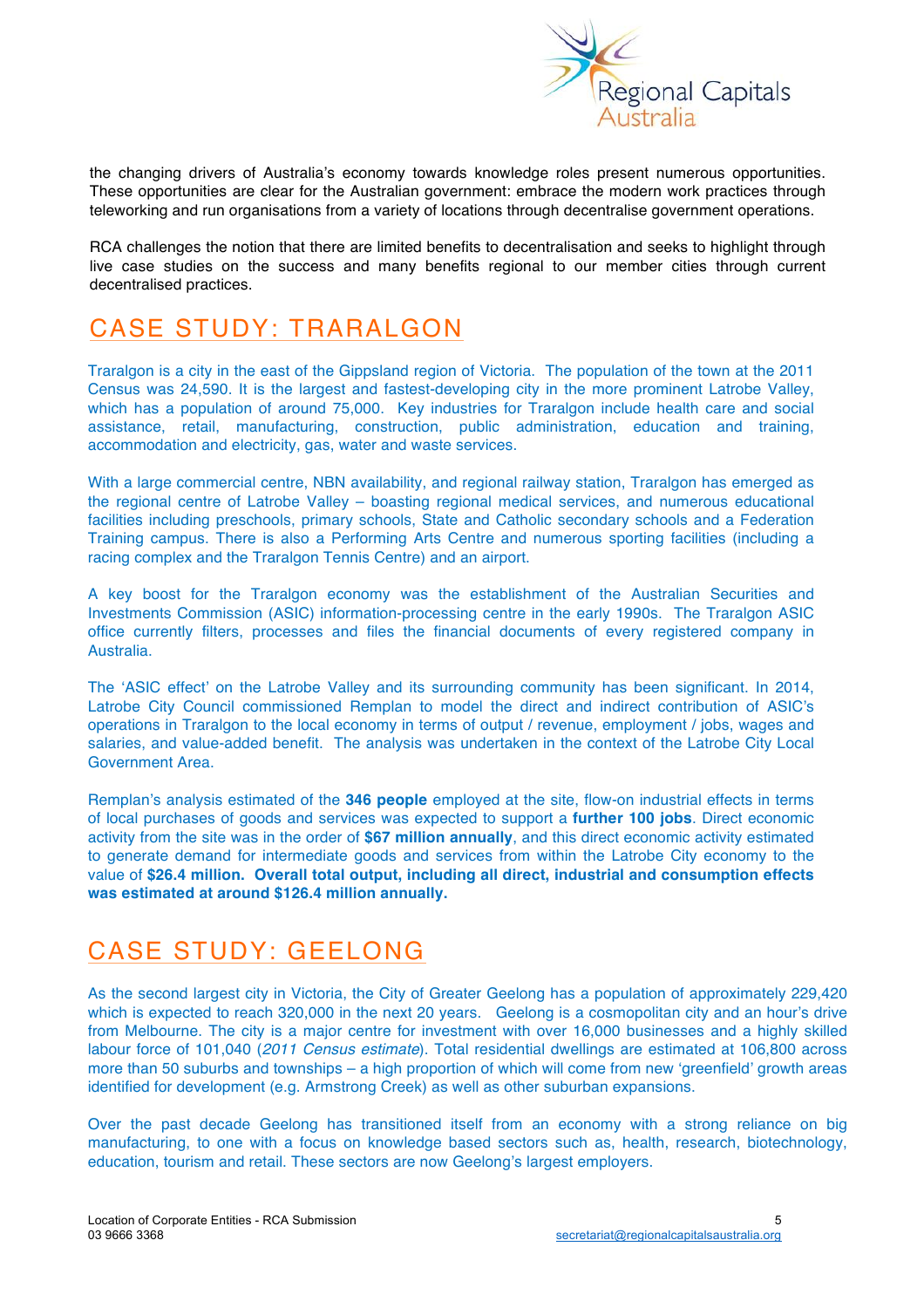the changing drivers of Australia's economy towards knowledge roles present numerous opportunities. These opportunities are clear for the Australian government: embrace the modern work practices through teleworking and run organisations from a variety of locations through decentralise government operations.

RCA challenges the notion that there are limited benefits to decentralisation and seeks to highlight through live case studies on the success and many benefits regional to our member cities through current decentralised practices.

## CASE STUDY: TRARALGON

Traralgon is a city in the east of the Gippsland region of Victoria. The population of the town at the 2011 Census was 24,590. It is the largest and fastest-developing city in the more prominent Latrobe Valley, which has a population of around 75,000. Key industries for Traralgon include health care and social assistance, retail, manufacturing, construction, public administration, education and training, accommodation and electricity, gas, water and waste services.

With a large commercial centre, NBN availability, and regional railway station, Traralgon has emerged as the regional centre of Latrobe Valley – boasting regional medical services, and numerous educational facilities including preschools, primary schools, State and Catholic secondary schools and a Federation Training campus. There is also a Performing Arts Centre and numerous sporting facilities (including a racing complex and the Traralgon Tennis Centre) and an airport.

A key boost for the Traralgon economy was the establishment of the Australian Securities and Investments Commission (ASIC) information-processing centre in the early 1990s. The Traralgon ASIC office currently filters, processes and files the financial documents of every registered company in Australia.

The 'ASIC effect' on the Latrobe Valley and its surrounding community has been significant. In 2014, Latrobe City Council commissioned Remplan to model the direct and indirect contribution of ASIC's operations in Traralgon to the local economy in terms of output / revenue, employment / jobs, wages and salaries, and value-added benefit. The analysis was undertaken in the context of the Latrobe City Local Government Area.

Remplan's analysis estimated of the **346 people** employed at the site, flow-on industrial effects in terms of local purchases of goods and services was expected to support a **further 100 jobs**. Direct economic activity from the site was in the order of **$67 million annually**, and this direct economic activity estimated to generate demand for intermediate goods and services from within the Latrobe City economy to the value of **$26.4 million. Overall total output, including all direct, industrial and consumption effects was estimated at around $126.4 million annually.**

## CASE STUDY: GEELONG

As the second largest city in Victoria, the City of Greater Geelong has a population of approximately 229,420 which is expected to reach 320,000 in the next 20 years. Geelong is a cosmopolitan city and an hour's drive from Melbourne. The city is a major centre for investment with over 16,000 businesses and a highly skilled labour force of 101,040 (*2011 Census estimate*). Total residential dwellings are estimated at 106,800 across more than 50 suburbs and townships – a high proportion of which will come from new 'greenfield' growth areas identified for development (e.g. Armstrong Creek) as well as other suburban expansions.

Over the past decade Geelong has transitioned itself from an economy with a strong reliance on big manufacturing, to one with a focus on knowledge based sectors such as, health, research, biotechnology, education, tourism and retail. These sectors are now Geelong's largest employers.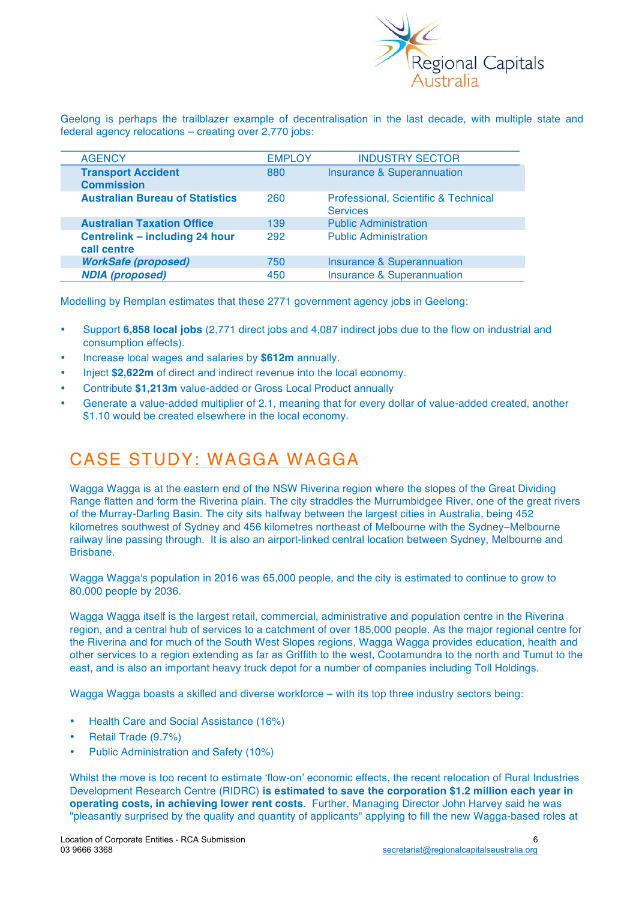Geelong is perhaps the trailblazer example of decentralisation in the last decade, with multiple state and federal agency relocations – creating over 2,770 jobs:

| AGENCY | EMPLOY | INDUSTRY SECTOR |
|---|---|---|
| **Transport Accident Commission** | 880 | Insurance & Superannuation |
| **Australian Bureau of Statistics** | 260 | Professional, Scientific & Technical Services |
| **Australian Taxation Office** | 139 | Public Administration |
| **Centrelink – including 24 hour call centre** | 292 | Public Administration |
| ***WorkSafe (proposed)*** | 750 | Insurance & Superannuation |
| ***NDIA (proposed)*** | 450 | Insurance & Superannuation |

Modelling by Remplan estimates that these 2771 government agency jobs in Geelong:

- Support **6,858 local jobs** (2,771 direct jobs and 4,087 indirect jobs due to the flow on industrial and consumption effects).
- Increase local wages and salaries by **$612m** annually.
- Inject **$2,622m** of direct and indirect revenue into the local economy.
- Contribute **$1,213m** value-added or Gross Local Product annually
- Generate a value-added multiplier of 2.1, meaning that for every dollar of value-added created, another $1.10 would be created elsewhere in the local economy.

## CASE STUDY: WAGGA WAGGA

Wagga Wagga is at the eastern end of the NSW Riverina region where the slopes of the Great Dividing Range flatten and form the Riverina plain. The city straddles the Murrumbidgee River, one of the great rivers of the Murray-Darling Basin. The city sits halfway between the largest cities in Australia, being 452 kilometres southwest of Sydney and 456 kilometres northeast of Melbourne with the Sydney–Melbourne railway line passing through. It is also an airport-linked central location between Sydney, Melbourne and Brisbane.

Wagga Wagga's population in 2016 was 65,000 people, and the city is estimated to continue to grow to 80,000 people by 2036.

Wagga Wagga itself is the largest retail, commercial, administrative and population centre in the Riverina region, and a central hub of services to a catchment of over 185,000 people. As the major regional centre for the Riverina and for much of the South West Slopes regions, Wagga Wagga provides education, health and other services to a region extending as far as Griffith to the west, Cootamundra to the north and Tumut to the east, and is also an important heavy truck depot for a number of companies including Toll Holdings.

Wagga Wagga boasts a skilled and diverse workforce – with its top three industry sectors being:

- Health Care and Social Assistance (16%)
- Retail Trade (9.7%)
- Public Administration and Safety (10%)

Whilst the move is too recent to estimate 'flow-on' economic effects, the recent relocation of Rural Industries Development Research Centre (RIDRC) **is estimated to save the corporation $1.2 million each year in operating costs, in achieving lower rent costs**. Further, Managing Director John Harvey said he was "pleasantly surprised by the quality and quantity of applicants" applying to fill the new Wagga-based roles at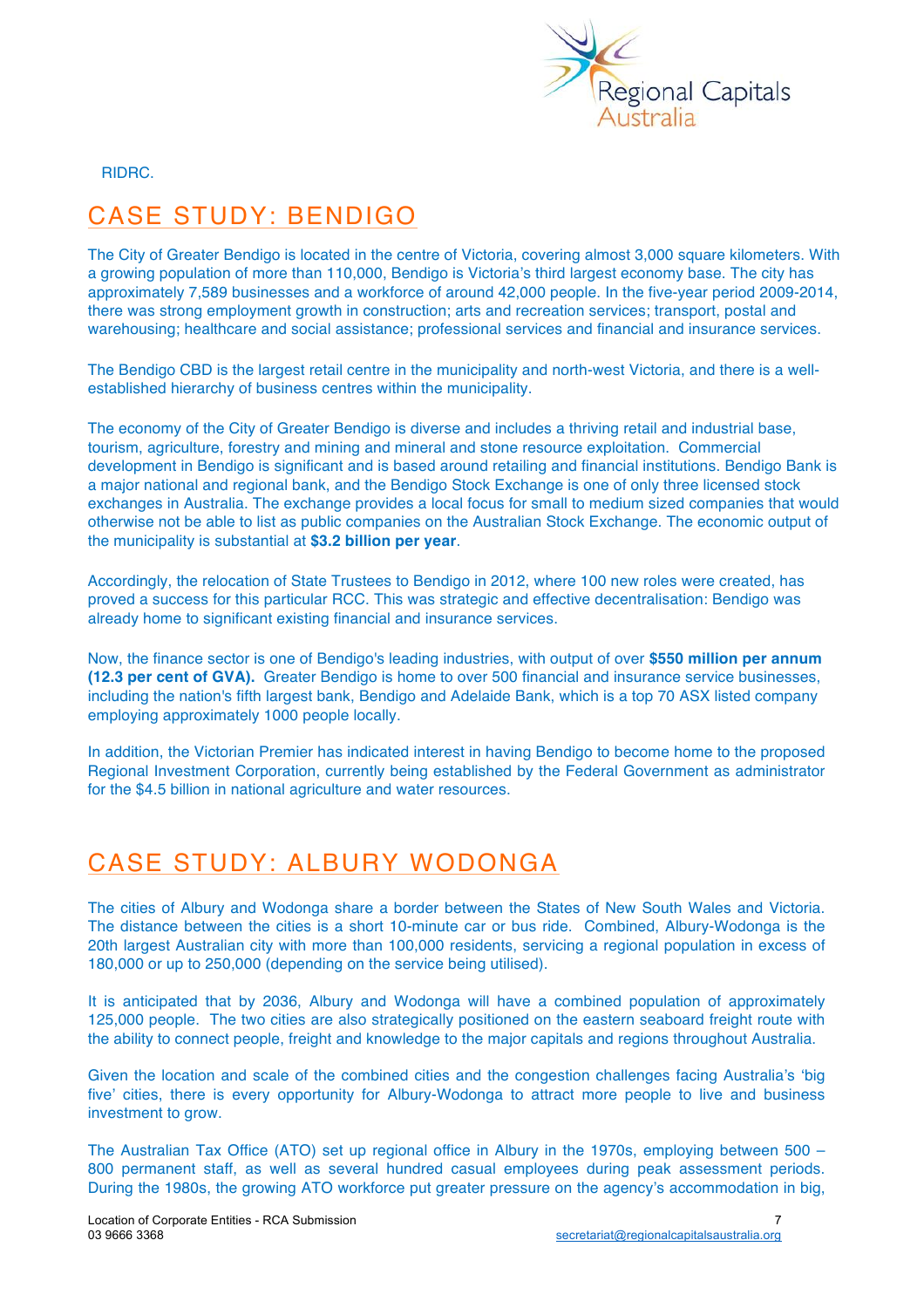RIDRC.

## CASE STUDY: BENDIGO

The City of Greater Bendigo is located in the centre of Victoria, covering almost 3,000 square kilometers. With a growing population of more than 110,000, Bendigo is Victoria's third largest economy base. The city has approximately 7,589 businesses and a workforce of around 42,000 people. In the five-year period 2009-2014, there was strong employment growth in construction; arts and recreation services; transport, postal and warehousing; healthcare and social assistance; professional services and financial and insurance services.

The Bendigo CBD is the largest retail centre in the municipality and north-west Victoria, and there is a well-established hierarchy of business centres within the municipality.

The economy of the City of Greater Bendigo is diverse and includes a thriving retail and industrial base, tourism, agriculture, forestry and mining and mineral and stone resource exploitation. Commercial development in Bendigo is significant and is based around retailing and financial institutions. Bendigo Bank is a major national and regional bank, and the Bendigo Stock Exchange is one of only three licensed stock exchanges in Australia. The exchange provides a local focus for small to medium sized companies that would otherwise not be able to list as public companies on the Australian Stock Exchange. The economic output of the municipality is substantial at **$3.2 billion per year**.

Accordingly, the relocation of State Trustees to Bendigo in 2012, where 100 new roles were created, has proved a success for this particular RCC. This was strategic and effective decentralisation: Bendigo was already home to significant existing financial and insurance services.

Now, the finance sector is one of Bendigo's leading industries, with output of over **$550 million per annum (12.3 per cent of GVA).** Greater Bendigo is home to over 500 financial and insurance service businesses, including the nation's fifth largest bank, Bendigo and Adelaide Bank, which is a top 70 ASX listed company employing approximately 1000 people locally.

In addition, the Victorian Premier has indicated interest in having Bendigo to become home to the proposed Regional Investment Corporation, currently being established by the Federal Government as administrator for the $4.5 billion in national agriculture and water resources.

## CASE STUDY: ALBURY WODONGA

The cities of Albury and Wodonga share a border between the States of New South Wales and Victoria. The distance between the cities is a short 10-minute car or bus ride. Combined, Albury-Wodonga is the 20th largest Australian city with more than 100,000 residents, servicing a regional population in excess of 180,000 or up to 250,000 (depending on the service being utilised).

It is anticipated that by 2036, Albury and Wodonga will have a combined population of approximately 125,000 people. The two cities are also strategically positioned on the eastern seaboard freight route with the ability to connect people, freight and knowledge to the major capitals and regions throughout Australia.

Given the location and scale of the combined cities and the congestion challenges facing Australia's 'big five' cities, there is every opportunity for Albury-Wodonga to attract more people to live and business investment to grow.

The Australian Tax Office (ATO) set up regional office in Albury in the 1970s, employing between 500 – 800 permanent staff, as well as several hundred casual employees during peak assessment periods. During the 1980s, the growing ATO workforce put greater pressure on the agency's accommodation in big,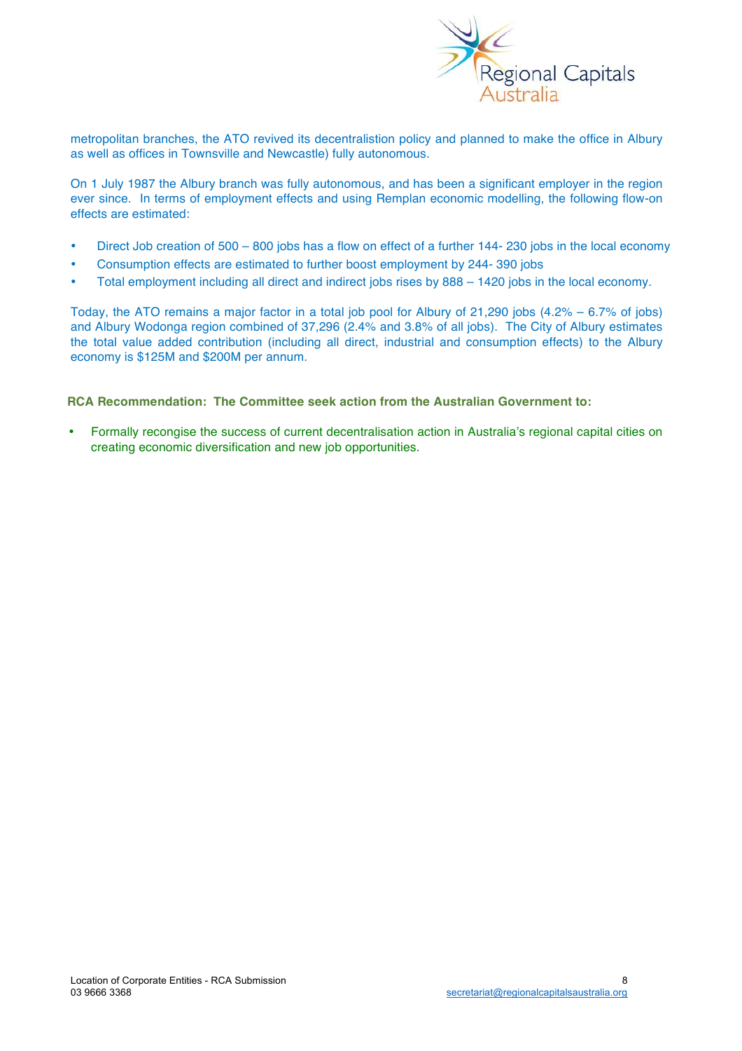metropolitan branches, the ATO revived its decentralistion policy and planned to make the office in Albury as well as offices in Townsville and Newcastle) fully autonomous.

On 1 July 1987 the Albury branch was fully autonomous, and has been a significant employer in the region ever since. In terms of employment effects and using Remplan economic modelling, the following flow-on effects are estimated:

- Direct Job creation of 500 – 800 jobs has a flow on effect of a further 144- 230 jobs in the local economy
- Consumption effects are estimated to further boost employment by 244- 390 jobs
- Total employment including all direct and indirect jobs rises by 888 – 1420 jobs in the local economy.

Today, the ATO remains a major factor in a total job pool for Albury of 21,290 jobs (4.2% – 6.7% of jobs) and Albury Wodonga region combined of 37,296 (2.4% and 3.8% of all jobs). The City of Albury estimates the total value added contribution (including all direct, industrial and consumption effects) to the Albury economy is $125M and $200M per annum.

**RCA Recommendation: The Committee seek action from the Australian Government to:**

- Formally recongise the success of current decentralisation action in Australia's regional capital cities on creating economic diversification and new job opportunities.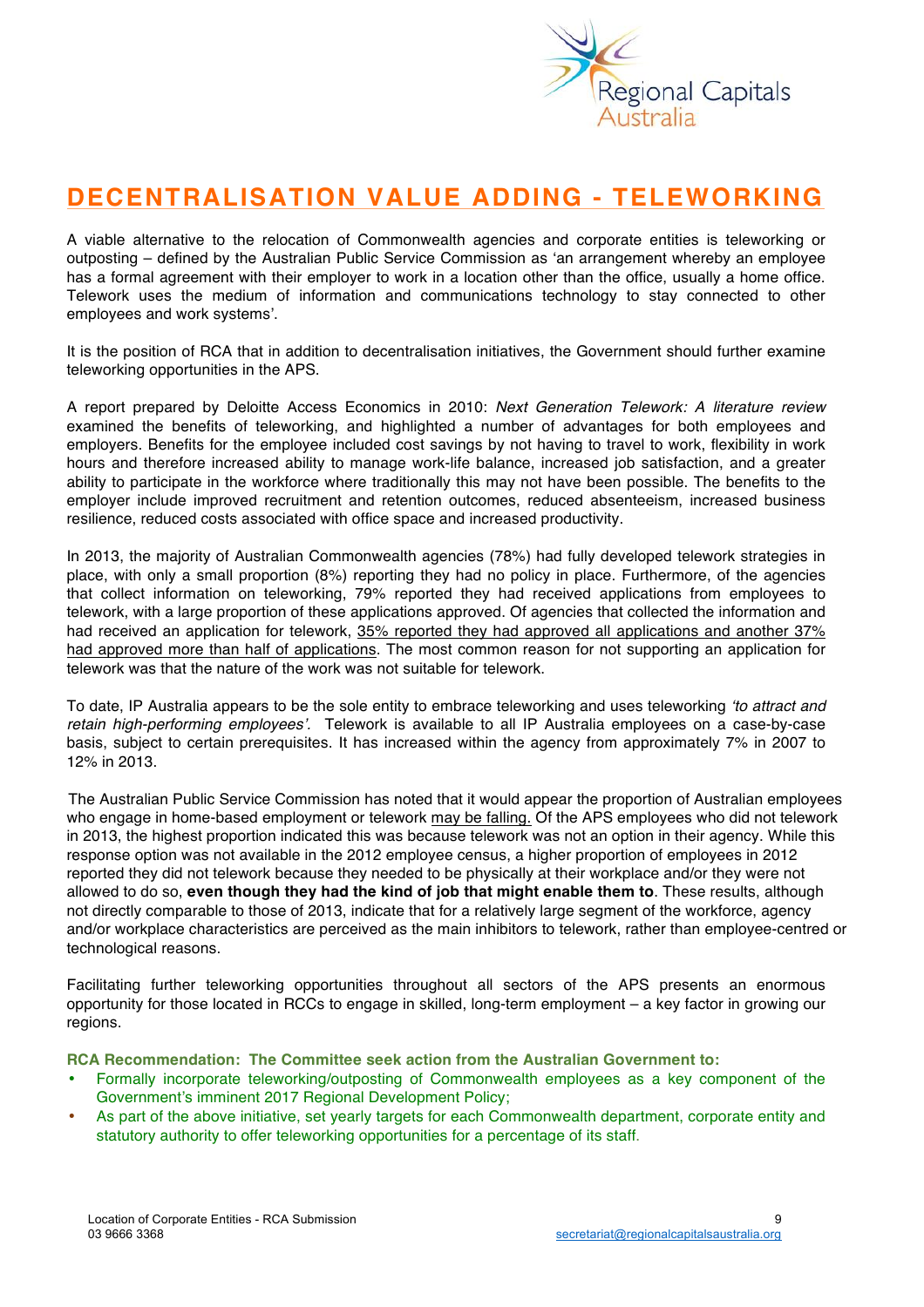# DECENTRALISATION VALUE ADDING - TELEWORKING

A viable alternative to the relocation of Commonwealth agencies and corporate entities is teleworking or outposting – defined by the Australian Public Service Commission as 'an arrangement whereby an employee has a formal agreement with their employer to work in a location other than the office, usually a home office. Telework uses the medium of information and communications technology to stay connected to other employees and work systems'.

It is the position of RCA that in addition to decentralisation initiatives, the Government should further examine teleworking opportunities in the APS.

A report prepared by Deloitte Access Economics in 2010: *Next Generation Telework: A literature review* examined the benefits of teleworking, and highlighted a number of advantages for both employees and employers. Benefits for the employee included cost savings by not having to travel to work, flexibility in work hours and therefore increased ability to manage work-life balance, increased job satisfaction, and a greater ability to participate in the workforce where traditionally this may not have been possible. The benefits to the employer include improved recruitment and retention outcomes, reduced absenteeism, increased business resilience, reduced costs associated with office space and increased productivity.

In 2013, the majority of Australian Commonwealth agencies (78%) had fully developed telework strategies in place, with only a small proportion (8%) reporting they had no policy in place. Furthermore, of the agencies that collect information on teleworking, 79% reported they had received applications from employees to telework, with a large proportion of these applications approved. Of agencies that collected the information and had received an application for telework, 35% reported they had approved all applications and another 37% had approved more than half of applications. The most common reason for not supporting an application for telework was that the nature of the work was not suitable for telework.

To date, IP Australia appears to be the sole entity to embrace teleworking and uses teleworking *'to attract and retain high-performing employees'.* Telework is available to all IP Australia employees on a case-by-case basis, subject to certain prerequisites. It has increased within the agency from approximately 7% in 2007 to 12% in 2013.

The Australian Public Service Commission has noted that it would appear the proportion of Australian employees who engage in home-based employment or telework may be falling. Of the APS employees who did not telework in 2013, the highest proportion indicated this was because telework was not an option in their agency. While this response option was not available in the 2012 employee census, a higher proportion of employees in 2012 reported they did not telework because they needed to be physically at their workplace and/or they were not allowed to do so, **even though they had the kind of job that might enable them to**. These results, although not directly comparable to those of 2013, indicate that for a relatively large segment of the workforce, agency and/or workplace characteristics are perceived as the main inhibitors to telework, rather than employee-centred or technological reasons.

Facilitating further teleworking opportunities throughout all sectors of the APS presents an enormous opportunity for those located in RCCs to engage in skilled, long-term employment – a key factor in growing our regions.

**RCA Recommendation: The Committee seek action from the Australian Government to:**

- Formally incorporate teleworking/outposting of Commonwealth employees as a key component of the Government's imminent 2017 Regional Development Policy;
- As part of the above initiative, set yearly targets for each Commonwealth department, corporate entity and statutory authority to offer teleworking opportunities for a percentage of its staff.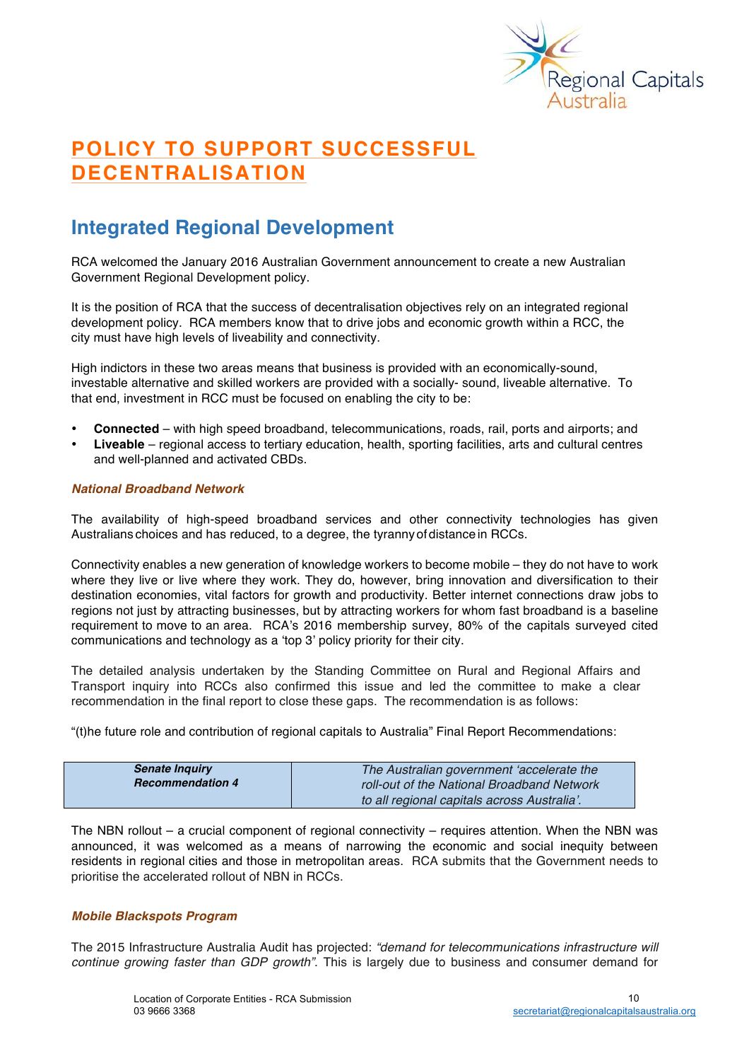# POLICY TO SUPPORT SUCCESSFUL DECENTRALISATION

## Integrated Regional Development

RCA welcomed the January 2016 Australian Government announcement to create a new Australian Government Regional Development policy.

It is the position of RCA that the success of decentralisation objectives rely on an integrated regional development policy. RCA members know that to drive jobs and economic growth within a RCC, the city must have high levels of liveability and connectivity.

High indictors in these two areas means that business is provided with an economically-sound, investable alternative and skilled workers are provided with a socially- sound, liveable alternative. To that end, investment in RCC must be focused on enabling the city to be:

- **Connected** – with high speed broadband, telecommunications, roads, rail, ports and airports; and
- **Liveable** – regional access to tertiary education, health, sporting facilities, arts and cultural centres and well-planned and activated CBDs.

### *National Broadband Network*

The availability of high-speed broadband services and other connectivity technologies has given Australians choices and has reduced, to a degree, the tyranny of distance in RCCs.

Connectivity enables a new generation of knowledge workers to become mobile – they do not have to work where they live or live where they work. They do, however, bring innovation and diversification to their destination economies, vital factors for growth and productivity. Better internet connections draw jobs to regions not just by attracting businesses, but by attracting workers for whom fast broadband is a baseline requirement to move to an area. RCA's 2016 membership survey, 80% of the capitals surveyed cited communications and technology as a 'top 3' policy priority for their city.

The detailed analysis undertaken by the Standing Committee on Rural and Regional Affairs and Transport inquiry into RCCs also confirmed this issue and led the committee to make a clear recommendation in the final report to close these gaps. The recommendation is as follows:

"(t)he future role and contribution of regional capitals to Australia" Final Report Recommendations:

| | |
|---|---|
| ***Senate Inquiry Recommendation 4*** | *The Australian government 'accelerate the roll-out of the National Broadband Network to all regional capitals across Australia'.* |

The NBN rollout – a crucial component of regional connectivity – requires attention. When the NBN was announced, it was welcomed as a means of narrowing the economic and social inequity between residents in regional cities and those in metropolitan areas. RCA submits that the Government needs to prioritise the accelerated rollout of NBN in RCCs.

### *Mobile Blackspots Program*

The 2015 Infrastructure Australia Audit has projected: *"demand for telecommunications infrastructure will continue growing faster than GDP growth"*. This is largely due to business and consumer demand for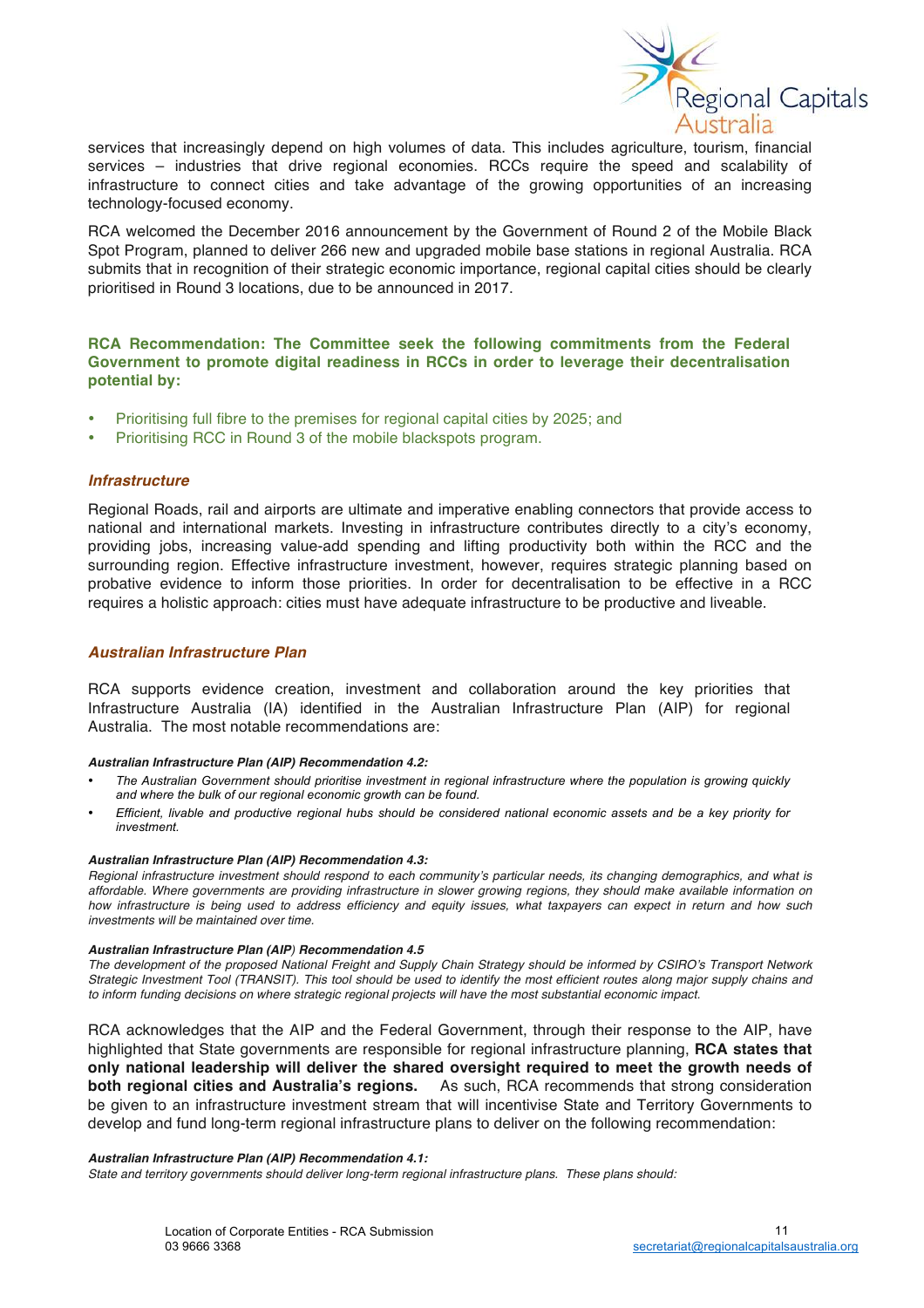services that increasingly depend on high volumes of data. This includes agriculture, tourism, financial services – industries that drive regional economies. RCCs require the speed and scalability of infrastructure to connect cities and take advantage of the growing opportunities of an increasing technology-focused economy.

RCA welcomed the December 2016 announcement by the Government of Round 2 of the Mobile Black Spot Program, planned to deliver 266 new and upgraded mobile base stations in regional Australia. RCA submits that in recognition of their strategic economic importance, regional capital cities should be clearly prioritised in Round 3 locations, due to be announced in 2017.

**RCA Recommendation: The Committee seek the following commitments from the Federal Government to promote digital readiness in RCCs in order to leverage their decentralisation potential by:**

- Prioritising full fibre to the premises for regional capital cities by 2025; and
- Prioritising RCC in Round 3 of the mobile blackspots program.

### *Infrastructure*

Regional Roads, rail and airports are ultimate and imperative enabling connectors that provide access to national and international markets. Investing in infrastructure contributes directly to a city's economy, providing jobs, increasing value-add spending and lifting productivity both within the RCC and the surrounding region. Effective infrastructure investment, however, requires strategic planning based on probative evidence to inform those priorities. In order for decentralisation to be effective in a RCC requires a holistic approach: cities must have adequate infrastructure to be productive and liveable.

### *Australian Infrastructure Plan*

RCA supports evidence creation, investment and collaboration around the key priorities that Infrastructure Australia (IA) identified in the Australian Infrastructure Plan (AIP) for regional Australia. The most notable recommendations are:

***Australian Infrastructure Plan (AIP) Recommendation 4.2:***

- *The Australian Government should prioritise investment in regional infrastructure where the population is growing quickly and where the bulk of our regional economic growth can be found.*
- *Efficient, livable and productive regional hubs should be considered national economic assets and be a key priority for investment.*

***Australian Infrastructure Plan (AIP) Recommendation 4.3:***

*Regional infrastructure investment should respond to each community's particular needs, its changing demographics, and what is affordable. Where governments are providing infrastructure in slower growing regions, they should make available information on how infrastructure is being used to address efficiency and equity issues, what taxpayers can expect in return and how such investments will be maintained over time.*

***Australian Infrastructure Plan (AIP) Recommendation 4.5***

*The development of the proposed National Freight and Supply Chain Strategy should be informed by CSIRO's Transport Network Strategic Investment Tool (TRANSIT). This tool should be used to identify the most efficient routes along major supply chains and to inform funding decisions on where strategic regional projects will have the most substantial economic impact.*

RCA acknowledges that the AIP and the Federal Government, through their response to the AIP, have highlighted that State governments are responsible for regional infrastructure planning, **RCA states that only national leadership will deliver the shared oversight required to meet the growth needs of both regional cities and Australia's regions.** As such, RCA recommends that strong consideration be given to an infrastructure investment stream that will incentivise State and Territory Governments to develop and fund long-term regional infrastructure plans to deliver on the following recommendation:

***Australian Infrastructure Plan (AIP) Recommendation 4.1:***

*State and territory governments should deliver long-term regional infrastructure plans. These plans should:*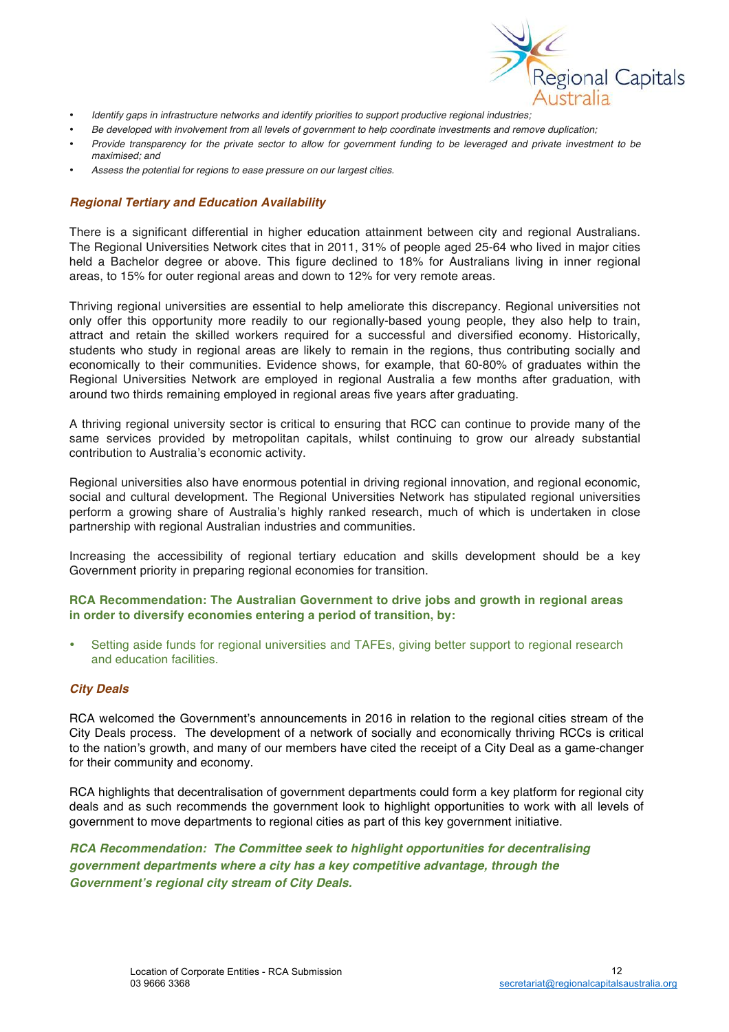- *Identify gaps in infrastructure networks and identify priorities to support productive regional industries;*
- *Be developed with involvement from all levels of government to help coordinate investments and remove duplication;*
- *Provide transparency for the private sector to allow for government funding to be leveraged and private investment to be maximised; and*
- *Assess the potential for regions to ease pressure on our largest cities.*

### *Regional Tertiary and Education Availability*

There is a significant differential in higher education attainment between city and regional Australians. The Regional Universities Network cites that in 2011, 31% of people aged 25-64 who lived in major cities held a Bachelor degree or above. This figure declined to 18% for Australians living in inner regional areas, to 15% for outer regional areas and down to 12% for very remote areas.

Thriving regional universities are essential to help ameliorate this discrepancy. Regional universities not only offer this opportunity more readily to our regionally-based young people, they also help to train, attract and retain the skilled workers required for a successful and diversified economy. Historically, students who study in regional areas are likely to remain in the regions, thus contributing socially and economically to their communities. Evidence shows, for example, that 60-80% of graduates within the Regional Universities Network are employed in regional Australia a few months after graduation, with around two thirds remaining employed in regional areas five years after graduating.

A thriving regional university sector is critical to ensuring that RCC can continue to provide many of the same services provided by metropolitan capitals, whilst continuing to grow our already substantial contribution to Australia's economic activity.

Regional universities also have enormous potential in driving regional innovation, and regional economic, social and cultural development. The Regional Universities Network has stipulated regional universities perform a growing share of Australia's highly ranked research, much of which is undertaken in close partnership with regional Australian industries and communities.

Increasing the accessibility of regional tertiary education and skills development should be a key Government priority in preparing regional economies for transition.

**RCA Recommendation: The Australian Government to drive jobs and growth in regional areas in order to diversify economies entering a period of transition, by:**

- Setting aside funds for regional universities and TAFEs, giving better support to regional research and education facilities.

### *City Deals*

RCA welcomed the Government's announcements in 2016 in relation to the regional cities stream of the City Deals process. The development of a network of socially and economically thriving RCCs is critical to the nation's growth, and many of our members have cited the receipt of a City Deal as a game-changer for their community and economy.

RCA highlights that decentralisation of government departments could form a key platform for regional city deals and as such recommends the government look to highlight opportunities to work with all levels of government to move departments to regional cities as part of this key government initiative.

***RCA Recommendation: The Committee seek to highlight opportunities for decentralising government departments where a city has a key competitive advantage, through the Government's regional city stream of City Deals.***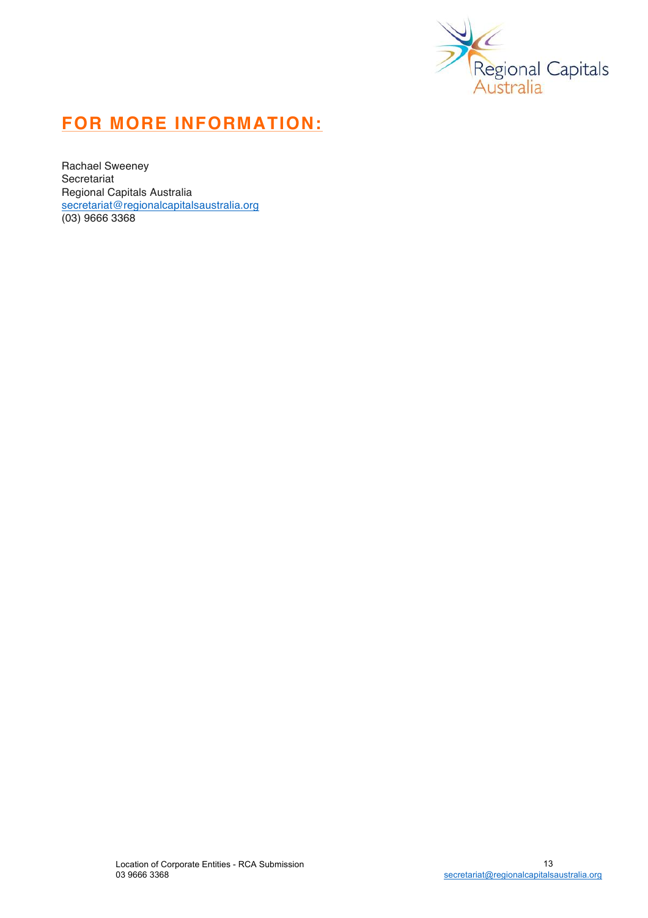## FOR MORE INFORMATION:

Rachael Sweeney
Secretariat
Regional Capitals Australia
secretariat@regionalcapitalsaustralia.org
(03) 9666 3368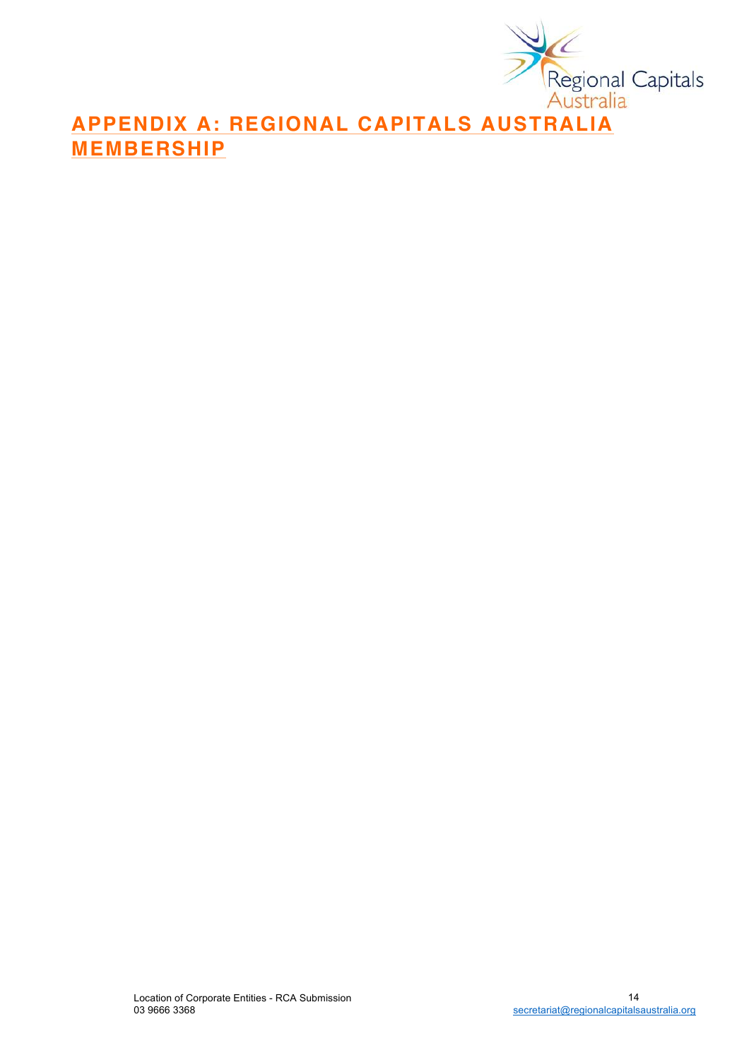# APPENDIX A: REGIONAL CAPITALS AUSTRALIA MEMBERSHIP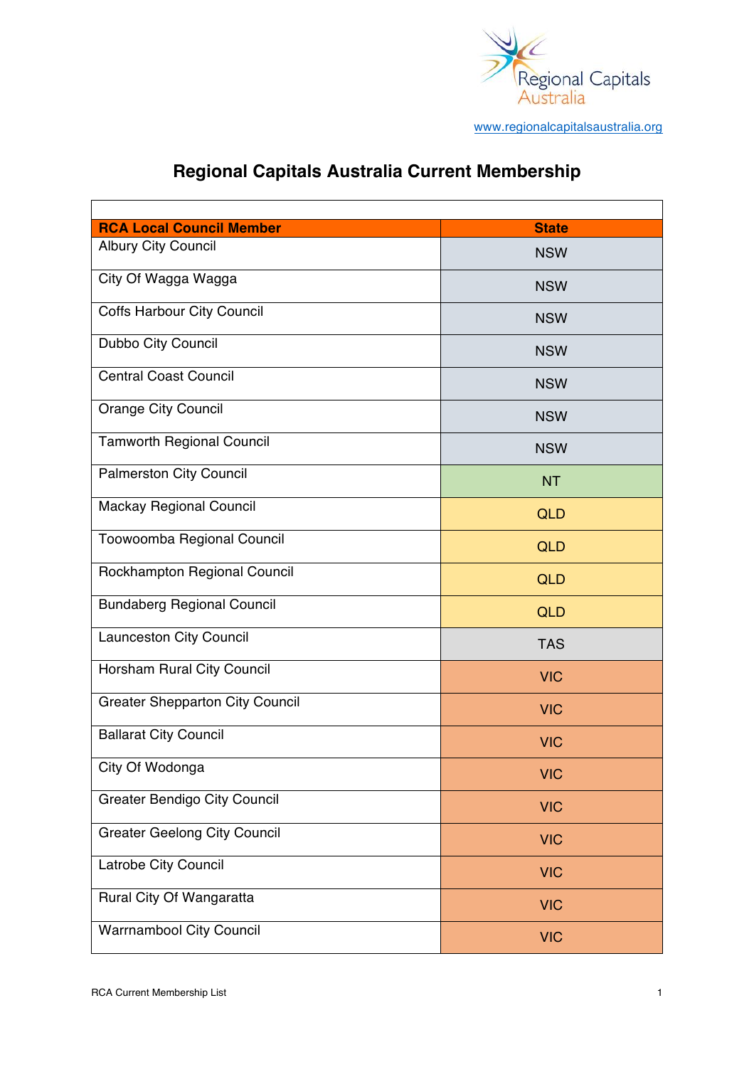Regional Capitals Australia

www.regionalcapitalsaustralia.org

# Regional Capitals Australia Current Membership

| RCA Local Council Member | State |
|---|---|
| Albury City Council | NSW |
| City Of Wagga Wagga | NSW |
| Coffs Harbour City Council | NSW |
| Dubbo City Council | NSW |
| Central Coast Council | NSW |
| Orange City Council | NSW |
| Tamworth Regional Council | NSW |
| Palmerston City Council | NT |
| Mackay Regional Council | QLD |
| Toowoomba Regional Council | QLD |
| Rockhampton Regional Council | QLD |
| Bundaberg Regional Council | QLD |
| Launceston City Council | TAS |
| Horsham Rural City Council | VIC |
| Greater Shepparton City Council | VIC |
| Ballarat City Council | VIC |
| City Of Wodonga | VIC |
| Greater Bendigo City Council | VIC |
| Greater Geelong City Council | VIC |
| Latrobe City Council | VIC |
| Rural City Of Wangaratta | VIC |
| Warrnambool City Council | VIC |

RCA Current Membership List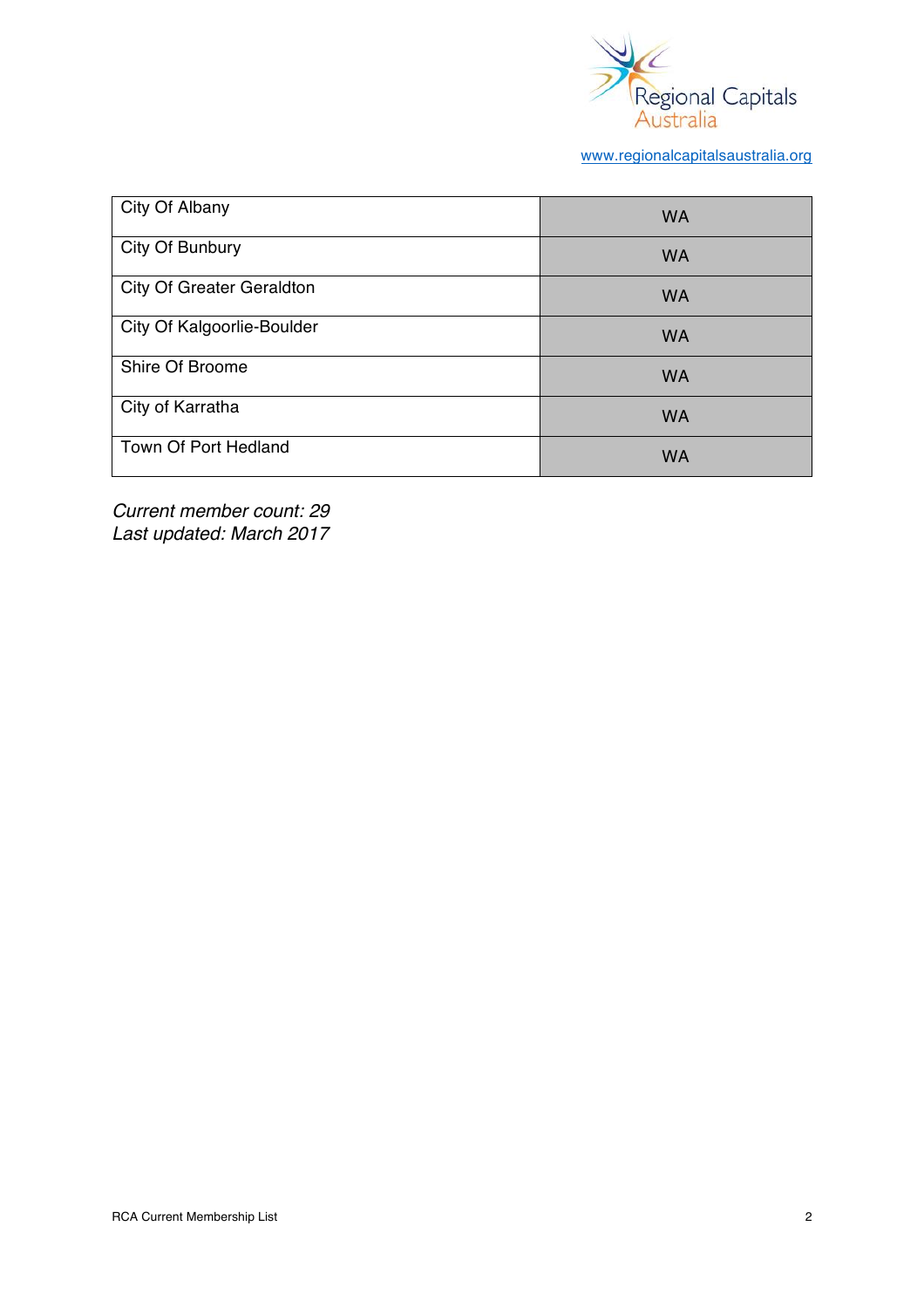www.regionalcapitalsaustralia.org

| | |
|---|---|
| City Of Albany | WA |
| City Of Bunbury | WA |
| City Of Greater Geraldton | WA |
| City Of Kalgoorlie-Boulder | WA |
| Shire Of Broome | WA |
| City of Karratha | WA |
| Town Of Port Hedland | WA |

*Current member count: 29*
*Last updated: March 2017*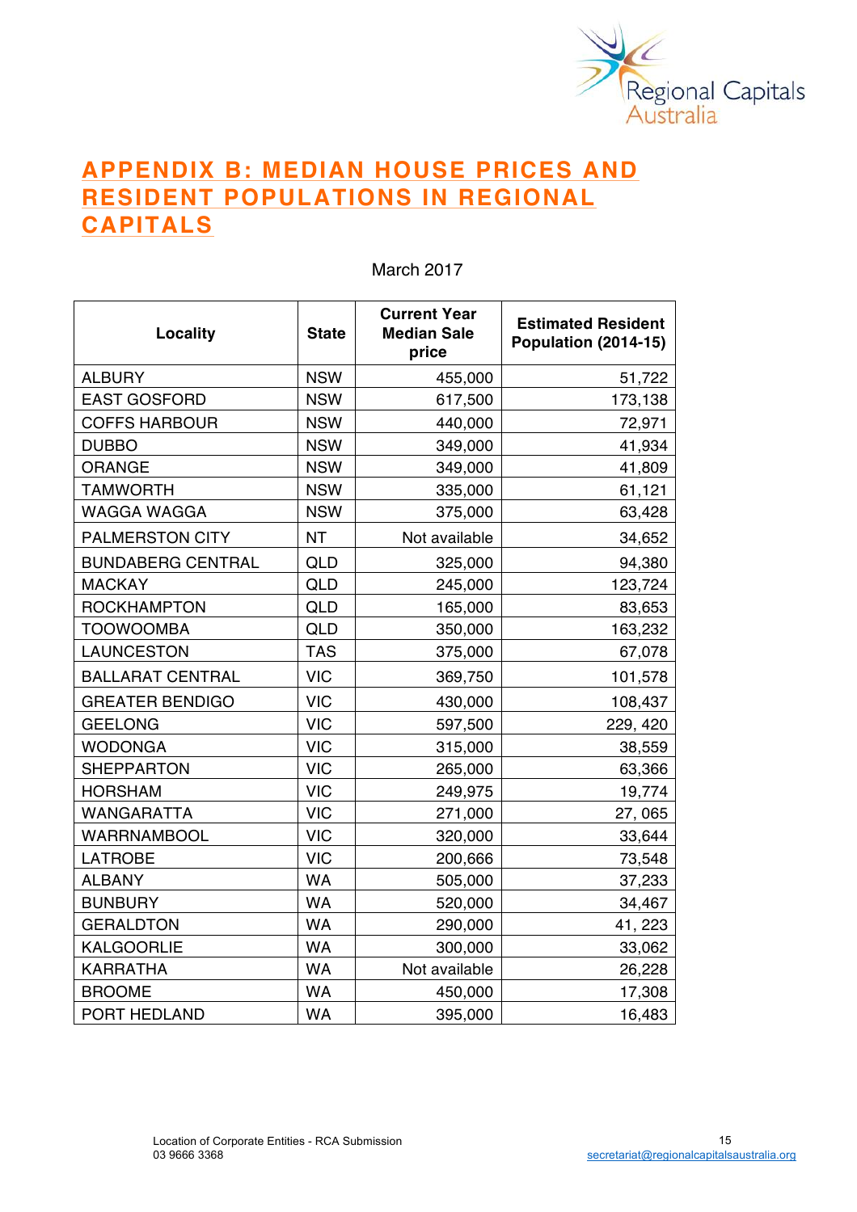# APPENDIX B: MEDIAN HOUSE PRICES AND RESIDENT POPULATIONS IN REGIONAL CAPITALS

March 2017

| Locality | State | Current Year Median Sale price | Estimated Resident Population (2014-15) |
|---|---|---|---|
| ALBURY | NSW | 455,000 | 51,722 |
| EAST GOSFORD | NSW | 617,500 | 173,138 |
| COFFS HARBOUR | NSW | 440,000 | 72,971 |
| DUBBO | NSW | 349,000 | 41,934 |
| ORANGE | NSW | 349,000 | 41,809 |
| TAMWORTH | NSW | 335,000 | 61,121 |
| WAGGA WAGGA | NSW | 375,000 | 63,428 |
| PALMERSTON CITY | NT | Not available | 34,652 |
| BUNDABERG CENTRAL | QLD | 325,000 | 94,380 |
| MACKAY | QLD | 245,000 | 123,724 |
| ROCKHAMPTON | QLD | 165,000 | 83,653 |
| TOOWOOMBA | QLD | 350,000 | 163,232 |
| LAUNCESTON | TAS | 375,000 | 67,078 |
| BALLARAT CENTRAL | VIC | 369,750 | 101,578 |
| GREATER BENDIGO | VIC | 430,000 | 108,437 |
| GEELONG | VIC | 597,500 | 229, 420 |
| WODONGA | VIC | 315,000 | 38,559 |
| SHEPPARTON | VIC | 265,000 | 63,366 |
| HORSHAM | VIC | 249,975 | 19,774 |
| WANGARATTA | VIC | 271,000 | 27, 065 |
| WARRNAMBOOL | VIC | 320,000 | 33,644 |
| LATROBE | VIC | 200,666 | 73,548 |
| ALBANY | WA | 505,000 | 37,233 |
| BUNBURY | WA | 520,000 | 34,467 |
| GERALDTON | WA | 290,000 | 41, 223 |
| KALGOORLIE | WA | 300,000 | 33,062 |
| KARRATHA | WA | Not available | 26,228 |
| BROOME | WA | 450,000 | 17,308 |
| PORT HEDLAND | WA | 395,000 | 16,483 |